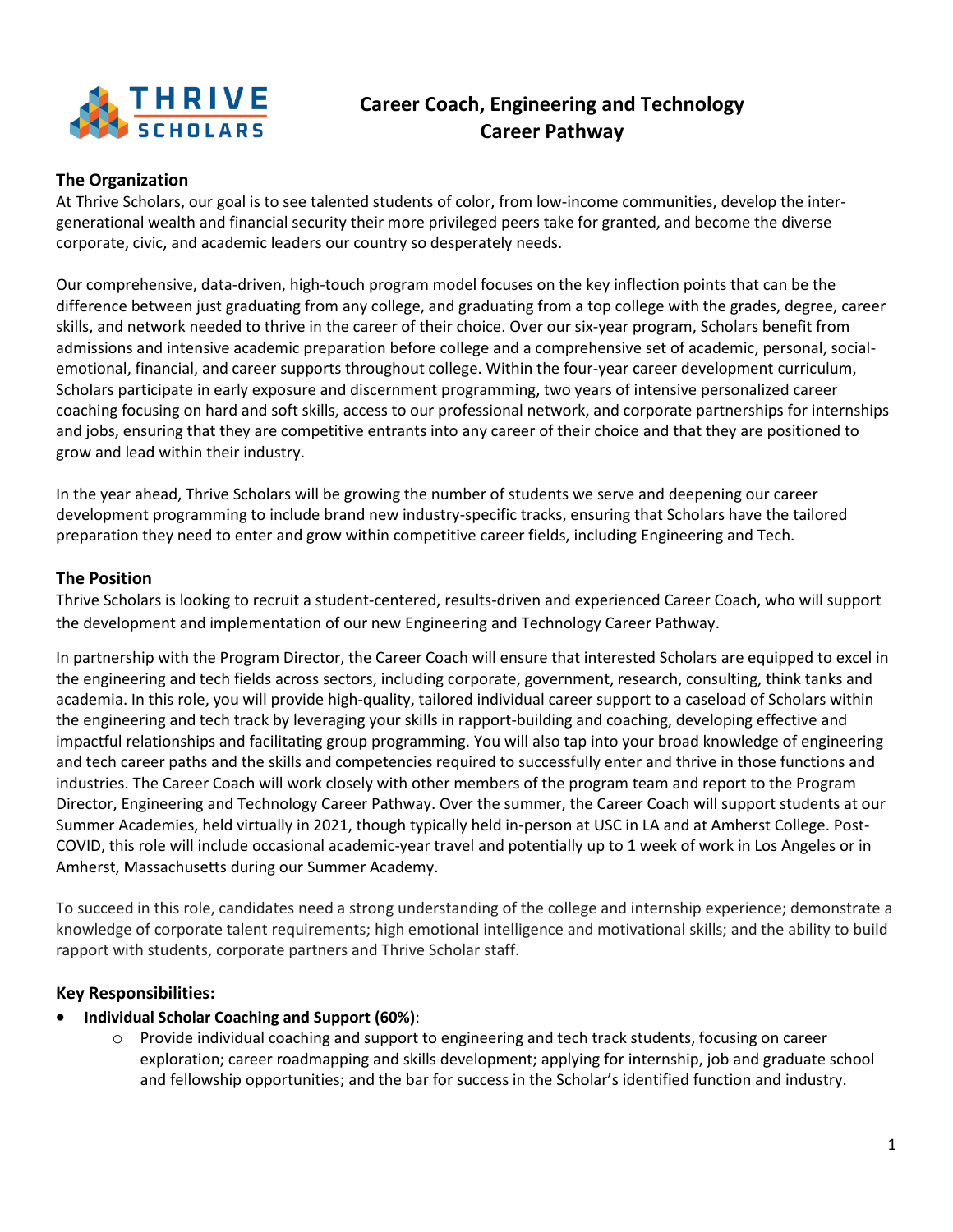THRIVE SCHOLARS

# Career Coach, Engineering and Technology Career Pathway

## The Organization

At Thrive Scholars, our goal is to see talented students of color, from low-income communities, develop the inter-generational wealth and financial security their more privileged peers take for granted, and become the diverse corporate, civic, and academic leaders our country so desperately needs.

Our comprehensive, data-driven, high-touch program model focuses on the key inflection points that can be the difference between just graduating from any college, and graduating from a top college with the grades, degree, career skills, and network needed to thrive in the career of their choice. Over our six-year program, Scholars benefit from admissions and intensive academic preparation before college and a comprehensive set of academic, personal, social-emotional, financial, and career supports throughout college. Within the four-year career development curriculum, Scholars participate in early exposure and discernment programming, two years of intensive personalized career coaching focusing on hard and soft skills, access to our professional network, and corporate partnerships for internships and jobs, ensuring that they are competitive entrants into any career of their choice and that they are positioned to grow and lead within their industry.

In the year ahead, Thrive Scholars will be growing the number of students we serve and deepening our career development programming to include brand new industry-specific tracks, ensuring that Scholars have the tailored preparation they need to enter and grow within competitive career fields, including Engineering and Tech.

## The Position

Thrive Scholars is looking to recruit a student-centered, results-driven and experienced Career Coach, who will support the development and implementation of our new Engineering and Technology Career Pathway.

In partnership with the Program Director, the Career Coach will ensure that interested Scholars are equipped to excel in the engineering and tech fields across sectors, including corporate, government, research, consulting, think tanks and academia. In this role, you will provide high-quality, tailored individual career support to a caseload of Scholars within the engineering and tech track by leveraging your skills in rapport-building and coaching, developing effective and impactful relationships and facilitating group programming. You will also tap into your broad knowledge of engineering and tech career paths and the skills and competencies required to successfully enter and thrive in those functions and industries. The Career Coach will work closely with other members of the program team and report to the Program Director, Engineering and Technology Career Pathway. Over the summer, the Career Coach will support students at our Summer Academies, held virtually in 2021, though typically held in-person at USC in LA and at Amherst College. Post-COVID, this role will include occasional academic-year travel and potentially up to 1 week of work in Los Angeles or in Amherst, Massachusetts during our Summer Academy.

To succeed in this role, candidates need a strong understanding of the college and internship experience; demonstrate a knowledge of corporate talent requirements; high emotional intelligence and motivational skills; and the ability to build rapport with students, corporate partners and Thrive Scholar staff.

## Key Responsibilities:

- **Individual Scholar Coaching and Support (60%)**:
  - Provide individual coaching and support to engineering and tech track students, focusing on career exploration; career roadmapping and skills development; applying for internship, job and graduate school and fellowship opportunities; and the bar for success in the Scholar's identified function and industry.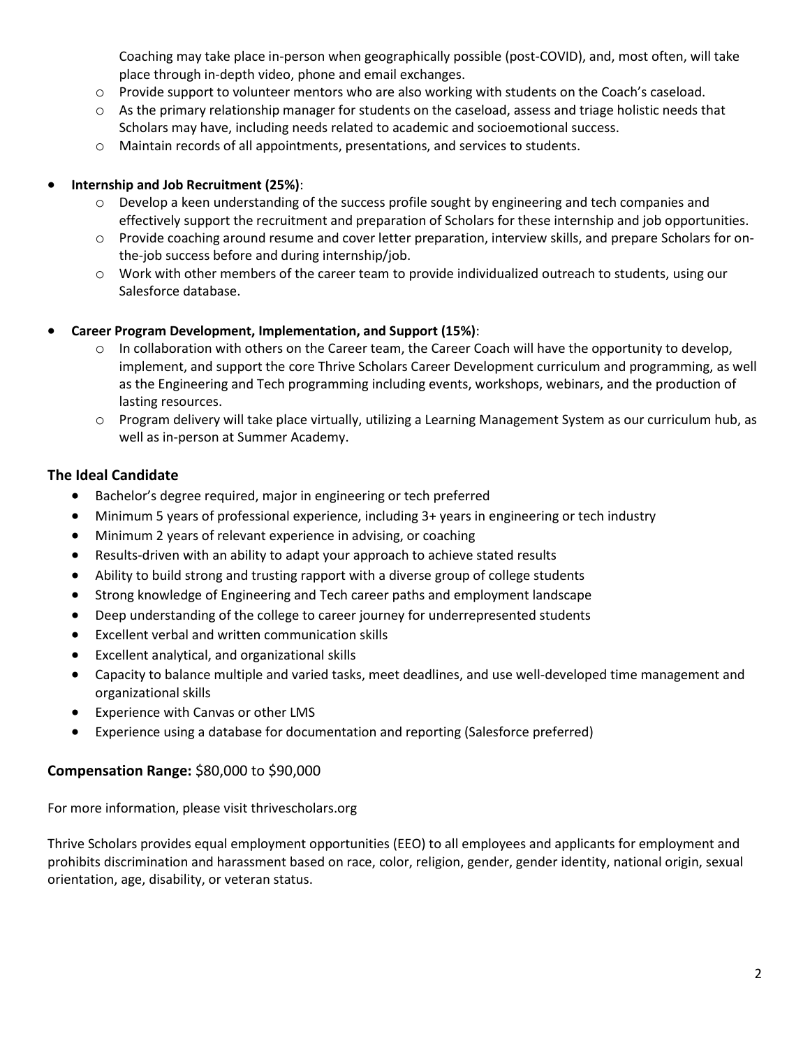Coaching may take place in-person when geographically possible (post-COVID), and, most often, will take place through in-depth video, phone and email exchanges.
  - Provide support to volunteer mentors who are also working with students on the Coach's caseload.
  - As the primary relationship manager for students on the caseload, assess and triage holistic needs that Scholars may have, including needs related to academic and socioemotional success.
  - Maintain records of all appointments, presentations, and services to students.

- **Internship and Job Recruitment (25%)**:
  - Develop a keen understanding of the success profile sought by engineering and tech companies and effectively support the recruitment and preparation of Scholars for these internship and job opportunities.
  - Provide coaching around resume and cover letter preparation, interview skills, and prepare Scholars for on-the-job success before and during internship/job.
  - Work with other members of the career team to provide individualized outreach to students, using our Salesforce database.

- **Career Program Development, Implementation, and Support (15%)**:
  - In collaboration with others on the Career team, the Career Coach will have the opportunity to develop, implement, and support the core Thrive Scholars Career Development curriculum and programming, as well as the Engineering and Tech programming including events, workshops, webinars, and the production of lasting resources.
  - Program delivery will take place virtually, utilizing a Learning Management System as our curriculum hub, as well as in-person at Summer Academy.

## The Ideal Candidate

- Bachelor's degree required, major in engineering or tech preferred
- Minimum 5 years of professional experience, including 3+ years in engineering or tech industry
- Minimum 2 years of relevant experience in advising, or coaching
- Results-driven with an ability to adapt your approach to achieve stated results
- Ability to build strong and trusting rapport with a diverse group of college students
- Strong knowledge of Engineering and Tech career paths and employment landscape
- Deep understanding of the college to career journey for underrepresented students
- Excellent verbal and written communication skills
- Excellent analytical, and organizational skills
- Capacity to balance multiple and varied tasks, meet deadlines, and use well-developed time management and organizational skills
- Experience with Canvas or other LMS
- Experience using a database for documentation and reporting (Salesforce preferred)

## Compensation Range: $80,000 to $90,000

For more information, please visit thrivescholars.org

Thrive Scholars provides equal employment opportunities (EEO) to all employees and applicants for employment and prohibits discrimination and harassment based on race, color, religion, gender, gender identity, national origin, sexual orientation, age, disability, or veteran status.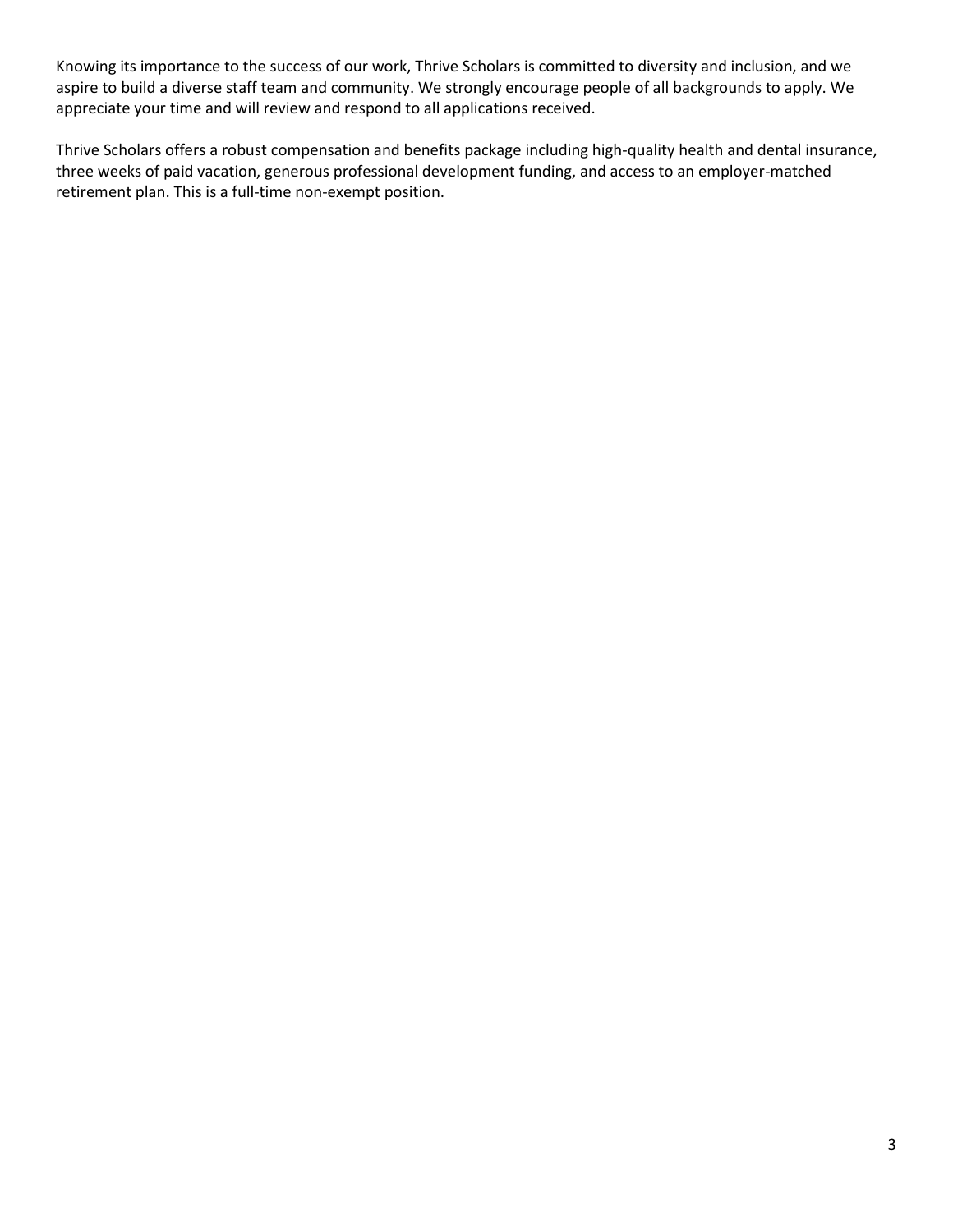Knowing its importance to the success of our work, Thrive Scholars is committed to diversity and inclusion, and we aspire to build a diverse staff team and community. We strongly encourage people of all backgrounds to apply. We appreciate your time and will review and respond to all applications received.

Thrive Scholars offers a robust compensation and benefits package including high-quality health and dental insurance, three weeks of paid vacation, generous professional development funding, and access to an employer-matched retirement plan. This is a full-time non-exempt position.